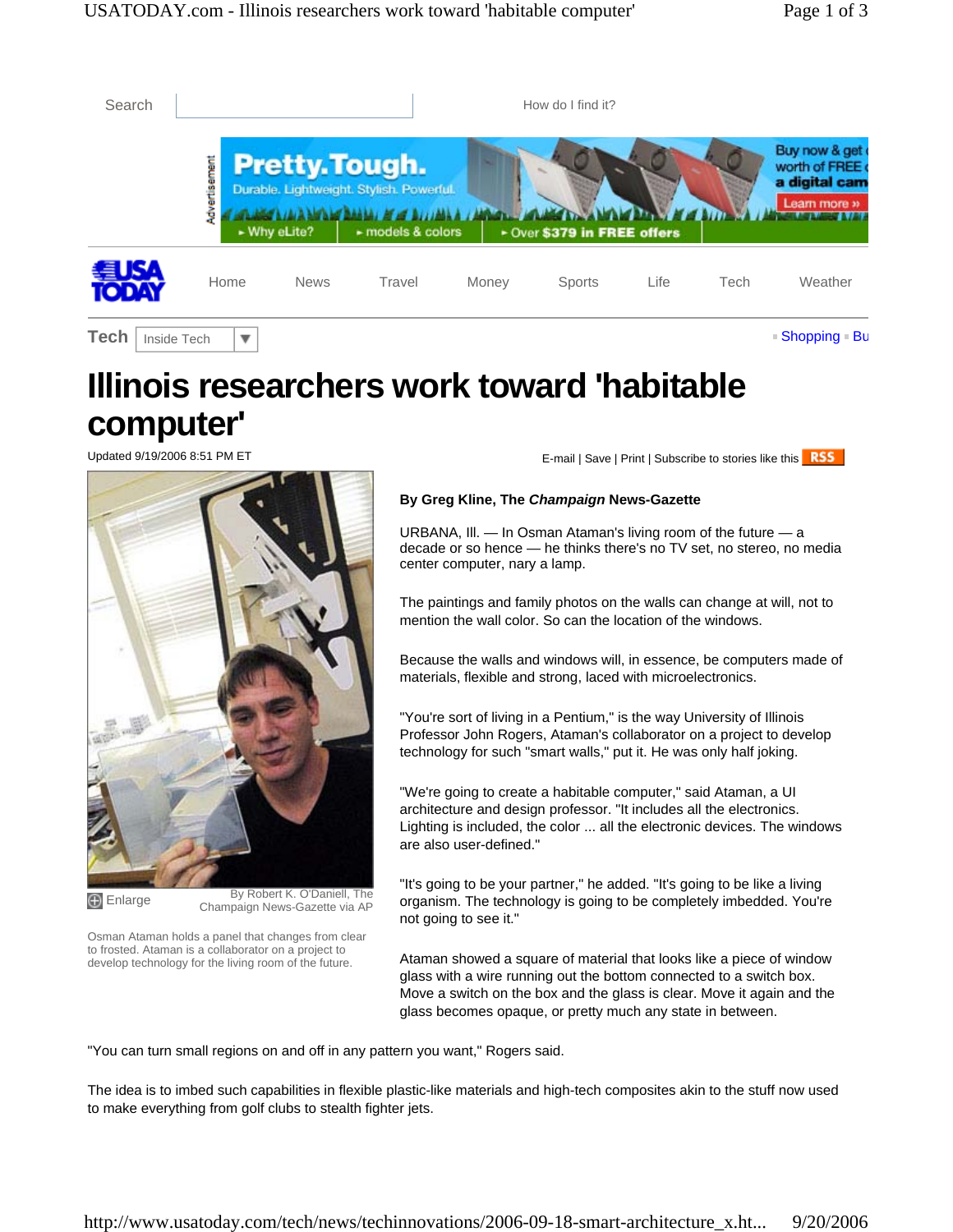# Illinois researchers work toward 'habitable computer'

Updated 9/19/2006 8:51 PM ET

By Robert K. O'Daniell, The Champaign News-Gazette via AP

Osman Ataman holds a panel that changes from clear to frosted. Ataman is a collaborator on a project to develop technology for the living room of the future.

**By Greg Kline, The *Champaign* News-Gazette**

URBANA, Ill. — In Osman Ataman's living room of the future — a decade or so hence — he thinks there's no TV set, no stereo, no media center computer, nary a lamp.

The paintings and family photos on the walls can change at will, not to mention the wall color. So can the location of the windows.

Because the walls and windows will, in essence, be computers made of materials, flexible and strong, laced with microelectronics.

"You're sort of living in a Pentium," is the way University of Illinois Professor John Rogers, Ataman's collaborator on a project to develop technology for such "smart walls," put it. He was only half joking.

"We're going to create a habitable computer," said Ataman, a UI architecture and design professor. "It includes all the electronics. Lighting is included, the color ... all the electronic devices. The windows are also user-defined."

"It's going to be your partner," he added. "It's going to be like a living organism. The technology is going to be completely imbedded. You're not going to see it."

Ataman showed a square of material that looks like a piece of window glass with a wire running out the bottom connected to a switch box. Move a switch on the box and the glass is clear. Move it again and the glass becomes opaque, or pretty much any state in between.

"You can turn small regions on and off in any pattern you want," Rogers said.

The idea is to imbed such capabilities in flexible plastic-like materials and high-tech composites akin to the stuff now used to make everything from golf clubs to stealth fighter jets.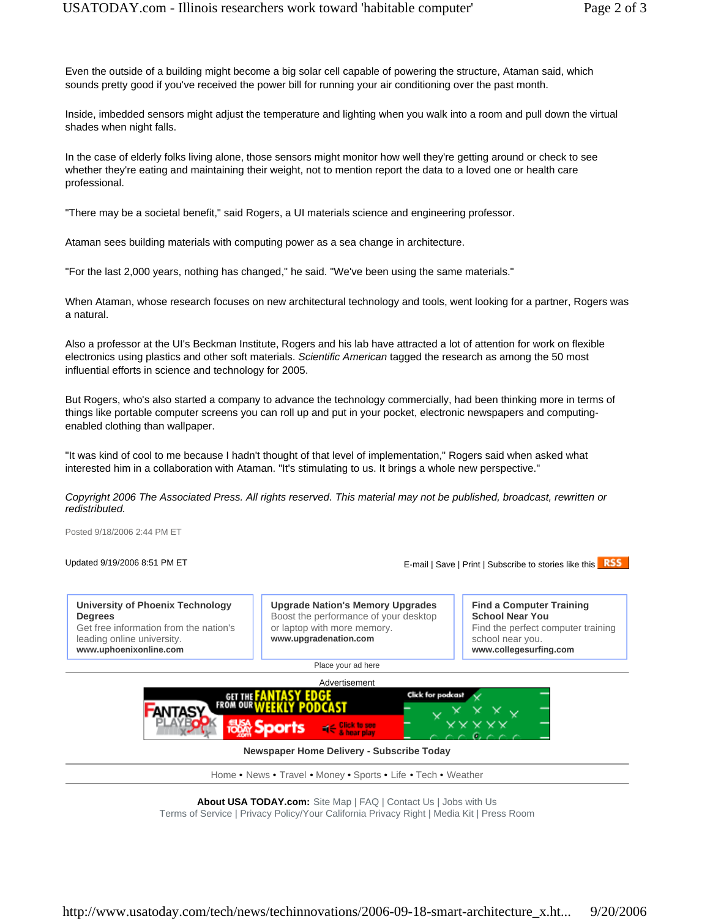Even the outside of a building might become a big solar cell capable of powering the structure, Ataman said, which sounds pretty good if you've received the power bill for running your air conditioning over the past month.

Inside, imbedded sensors might adjust the temperature and lighting when you walk into a room and pull down the virtual shades when night falls.

In the case of elderly folks living alone, those sensors might monitor how well they're getting around or check to see whether they're eating and maintaining their weight, not to mention report the data to a loved one or health care professional.

"There may be a societal benefit," said Rogers, a UI materials science and engineering professor.

Ataman sees building materials with computing power as a sea change in architecture.

"For the last 2,000 years, nothing has changed," he said. "We've been using the same materials."

When Ataman, whose research focuses on new architectural technology and tools, went looking for a partner, Rogers was a natural.

Also a professor at the UI's Beckman Institute, Rogers and his lab have attracted a lot of attention for work on flexible electronics using plastics and other soft materials. *Scientific American* tagged the research as among the 50 most influential efforts in science and technology for 2005.

But Rogers, who's also started a company to advance the technology commercially, had been thinking more in terms of things like portable computer screens you can roll up and put in your pocket, electronic newspapers and computing-enabled clothing than wallpaper.

"It was kind of cool to me because I hadn't thought of that level of implementation," Rogers said when asked what interested him in a collaboration with Ataman. "It's stimulating to us. It brings a whole new perspective."

*Copyright 2006 The Associated Press. All rights reserved. This material may not be published, broadcast, rewritten or redistributed.*

Posted 9/18/2006 2:44 PM ET

Updated 9/19/2006 8:51 PM ET

E-mail | Save | Print | Subscribe to stories like this RSS

**University of Phoenix Technology Degrees**
Get free information from the nation's leading online university.
**www.uphoenixonline.com**

**Upgrade Nation's Memory Upgrades**
Boost the performance of your desktop or laptop with more memory.
**www.upgradenation.com**

**Find a Computer Training School Near You**
Find the perfect computer training school near you.
**www.collegesurfing.com**

Place your ad here

Advertisement

**Newspaper Home Delivery - Subscribe Today**

Home • News • Travel • Money • Sports • Life • Tech • Weather

**About USA TODAY.com:** Site Map | FAQ | Contact Us | Jobs with Us
Terms of Service | Privacy Policy/Your California Privacy Right | Media Kit | Press Room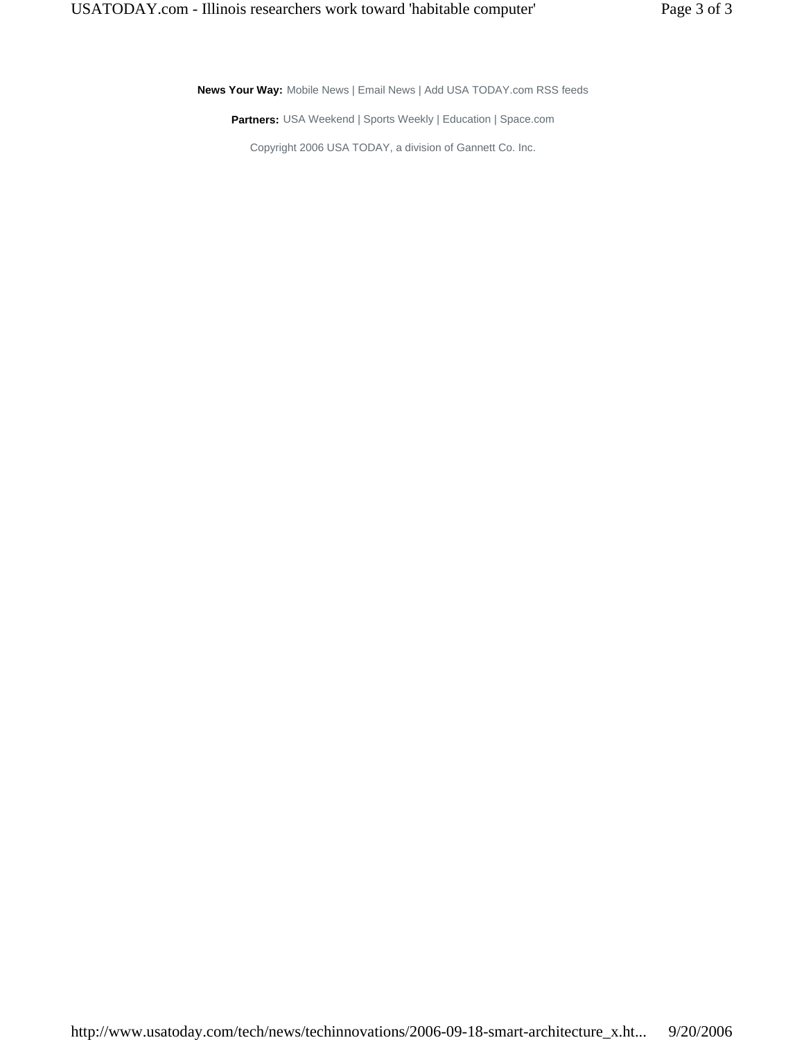**News Your Way:** Mobile News | Email News | Add USA TODAY.com RSS feeds

**Partners:** USA Weekend | Sports Weekly | Education | Space.com

Copyright 2006 USA TODAY, a division of Gannett Co. Inc.